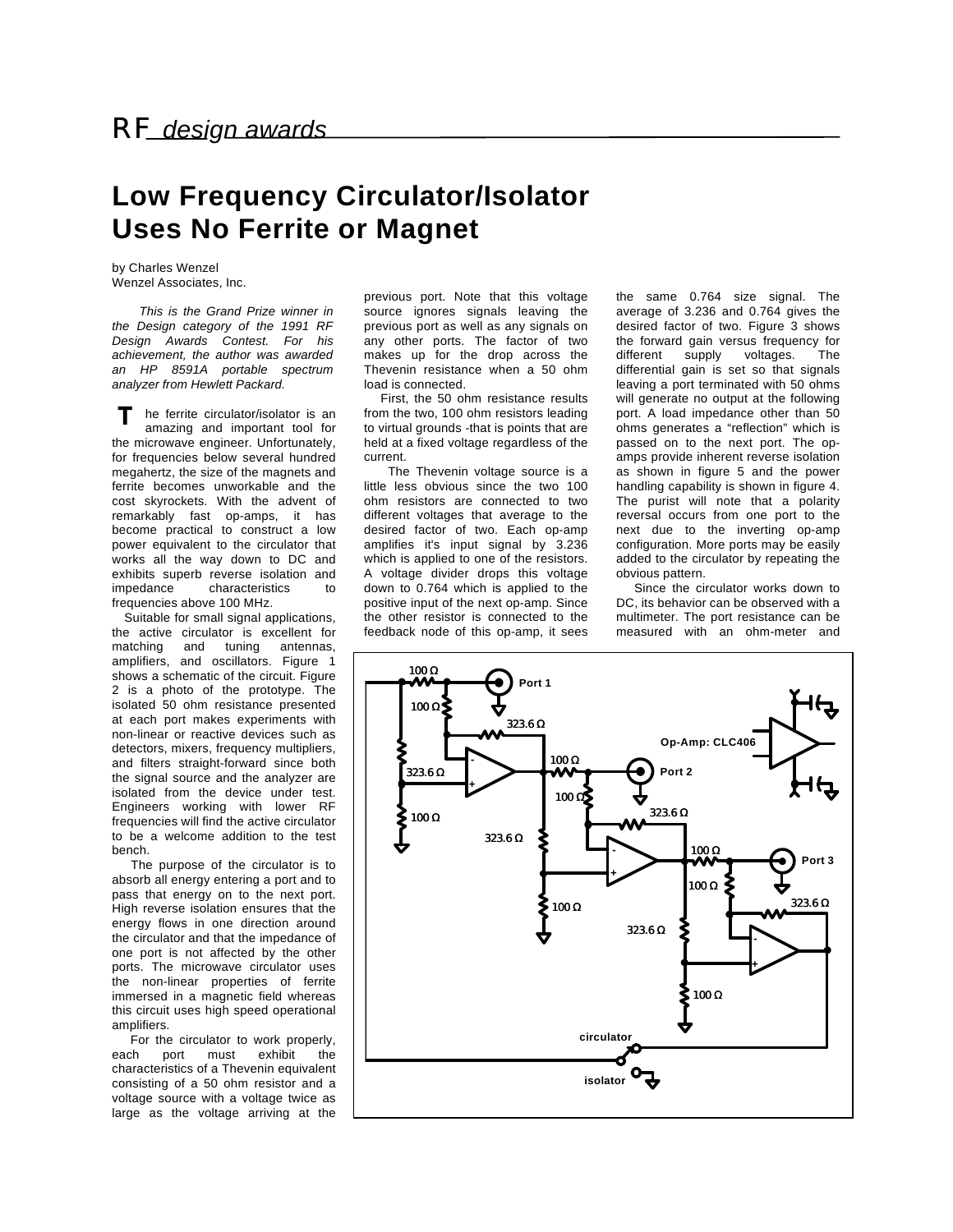RF *design awards*

# Low Frequency Circulator/Isolator Uses No Ferrite or Magnet

by Charles Wenzel
Wenzel Associates, Inc.

*This is the Grand Prize winner in the Design category of the 1991 RF Design Awards Contest. For his achievement, the author was awarded an HP 8591A portable spectrum analyzer from Hewlett Packard.*

The ferrite circulator/isolator is an amazing and important tool for the microwave engineer. Unfortunately, for frequencies below several hundred megahertz, the size of the magnets and ferrite becomes unworkable and the cost skyrockets. With the advent of remarkably fast op-amps, it has become practical to construct a low power equivalent to the circulator that works all the way down to DC and exhibits superb reverse isolation and impedance characteristics to frequencies above 100 MHz.

Suitable for small signal applications, the active circulator is excellent for matching and tuning antennas, amplifiers, and oscillators. Figure 1 shows a schematic of the circuit. Figure 2 is a photo of the prototype. The isolated 50 ohm resistance presented at each port makes experiments with non-linear or reactive devices such as detectors, mixers, frequency multipliers, and filters straight-forward since both the signal source and the analyzer are isolated from the device under test. Engineers working with lower RF frequencies will find the active circulator to be a welcome addition to the test bench.

The purpose of the circulator is to absorb all energy entering a port and to pass that energy on to the next port. High reverse isolation ensures that the energy flows in one direction around the circulator and that the impedance of one port is not affected by the other ports. The microwave circulator uses the non-linear properties of ferrite immersed in a magnetic field whereas this circuit uses high speed operational amplifiers.

For the circulator to work properly, each port must exhibit the characteristics of a Thevenin equivalent consisting of a 50 ohm resistor and a voltage source with a voltage twice as large as the voltage arriving at the previous port. Note that this voltage source ignores signals leaving the previous port as well as any signals on any other ports. The factor of two makes up for the drop across the Thevenin resistance when a 50 ohm load is connected.

First, the 50 ohm resistance results from the two, 100 ohm resistors leading to virtual grounds -that is points that are held at a fixed voltage regardless of the current.

The Thevenin voltage source is a little less obvious since the two 100 ohm resistors are connected to two different voltages that average to the desired factor of two. Each op-amp amplifies it's input signal by 3.236 which is applied to one of the resistors. A voltage divider drops this voltage down to 0.764 which is applied to the positive input of the next op-amp. Since the other resistor is connected to the feedback node of this op-amp, it sees the same 0.764 size signal. The average of 3.236 and 0.764 gives the desired factor of two. Figure 3 shows the forward gain versus frequency for different supply voltages. The differential gain is set so that signals leaving a port terminated with 50 ohms will generate no output at the following port. A load impedance other than 50 ohms generates a "reflection" which is passed on to the next port. The op-amps provide inherent reverse isolation as shown in figure 5 and the power handling capability is shown in figure 4. The purist will note that a polarity reversal occurs from one port to the next due to the inverting op-amp configuration. More ports may be easily added to the circulator by repeating the obvious pattern.

Since the circulator works down to DC, its behavior can be observed with a multimeter. The port resistance can be measured with an ohm-meter and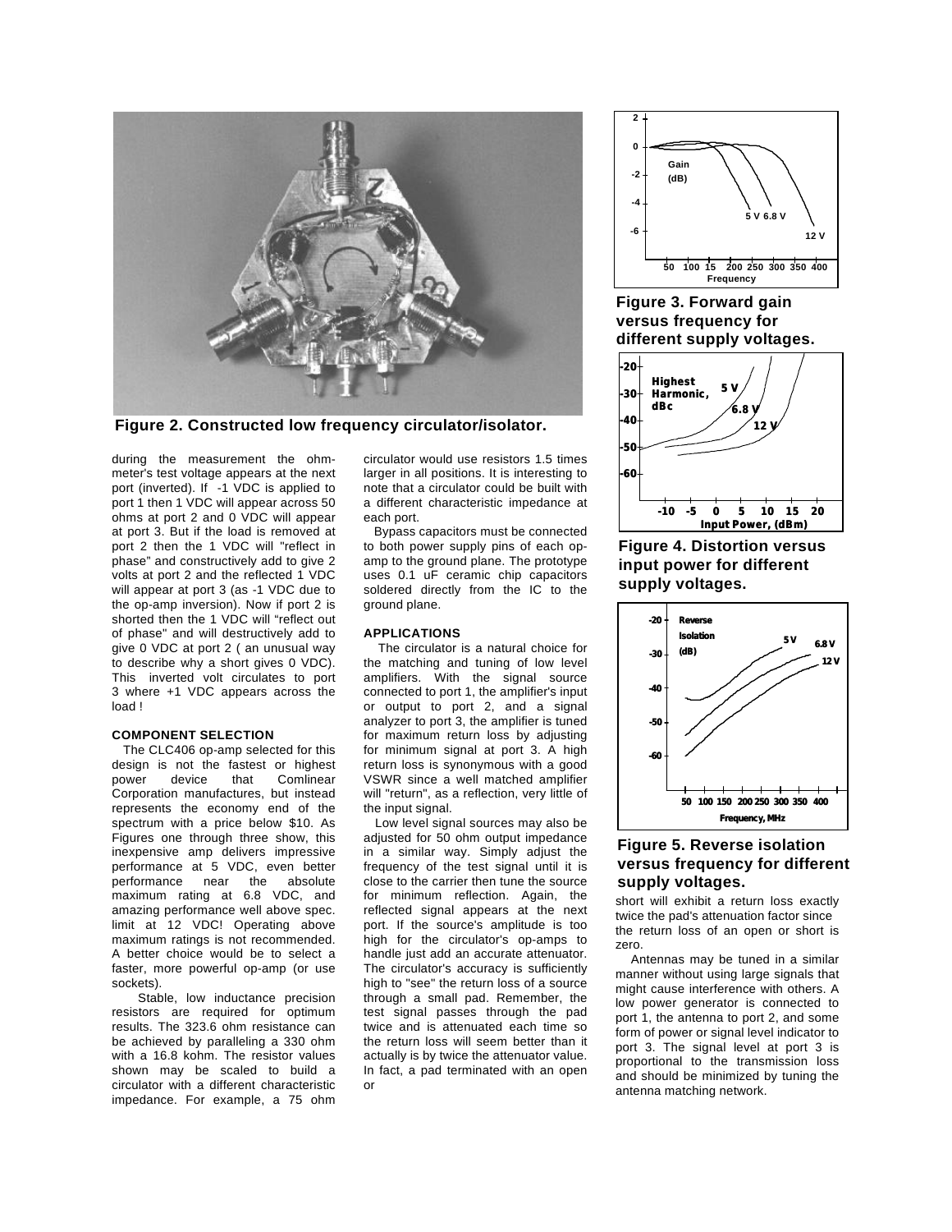Figure 2. Constructed low frequency circulator/isolator.

during the measurement the ohm-meter's test voltage appears at the next port (inverted). If -1 VDC is applied to port 1 then 1 VDC will appear across 50 ohms at port 2 and 0 VDC will appear at port 3. But if the load is removed at port 2 then the 1 VDC will "reflect in phase" and constructively add to give 2 volts at port 2 and the reflected 1 VDC will appear at port 3 (as -1 VDC due to the op-amp inversion). Now if port 2 is shorted then the 1 VDC will "reflect out of phase" and will destructively add to give 0 VDC at port 2 ( an unusual way to describe why a short gives 0 VDC). This inverted volt circulates to port 3 where +1 VDC appears across the load !

### COMPONENT SELECTION

The CLC406 op-amp selected for this design is not the fastest or highest power device that Comlinear Corporation manufactures, but instead represents the economy end of the spectrum with a price below $10. As Figures one through three show, this inexpensive amp delivers impressive performance at 5 VDC, even better performance near the absolute maximum rating at 6.8 VDC, and amazing performance well above spec. limit at 12 VDC! Operating above maximum ratings is not recommended. A better choice would be to select a faster, more powerful op-amp (or use sockets).

Stable, low inductance precision resistors are required for optimum results. The 323.6 ohm resistance can be achieved by paralleling a 330 ohm with a 16.8 kohm. The resistor values shown may be scaled to build a circulator with a different characteristic impedance. For example, a 75 ohm circulator would use resistors 1.5 times larger in all positions. It is interesting to note that a circulator could be built with a different characteristic impedance at each port.

Bypass capacitors must be connected to both power supply pins of each op-amp to the ground plane. The prototype uses 0.1 uF ceramic chip capacitors soldered directly from the IC to the ground plane.

### APPLICATIONS

The circulator is a natural choice for the matching and tuning of low level amplifiers. With the signal source connected to port 1, the amplifier's input or output to port 2, and a signal analyzer to port 3, the amplifier is tuned for maximum return loss by adjusting for minimum signal at port 3. A high return loss is synonymous with a good VSWR since a well matched amplifier will "return", as a reflection, very little of the input signal.

Low level signal sources may also be adjusted for 50 ohm output impedance in a similar way. Simply adjust the frequency of the test signal until it is close to the carrier then tune the source for minimum reflection. Again, the reflected signal appears at the next port. If the source's amplitude is too high for the circulator's op-amps to handle just add an accurate attenuator. The circulator's accuracy is sufficiently high to "see" the return loss of a source through a small pad. Remember, the test signal passes through the pad twice and is attenuated each time so the return loss will seem better than it actually is by twice the attenuator value. In fact, a pad terminated with an open or short will exhibit a return loss exactly twice the pad's attenuation factor since the return loss of an open or short is zero.

Antennas may be tuned in a similar manner without using large signals that might cause interference with others. A low power generator is connected to port 1, the antenna to port 2, and some form of power or signal level indicator to port 3. The signal level at port 3 is proportional to the transmission loss and should be minimized by tuning the antenna matching network.

Figure 3. Forward gain versus frequency for different supply voltages.

Figure 4. Distortion versus input power for different supply voltages.

Figure 5. Reverse isolation versus frequency for different supply voltages.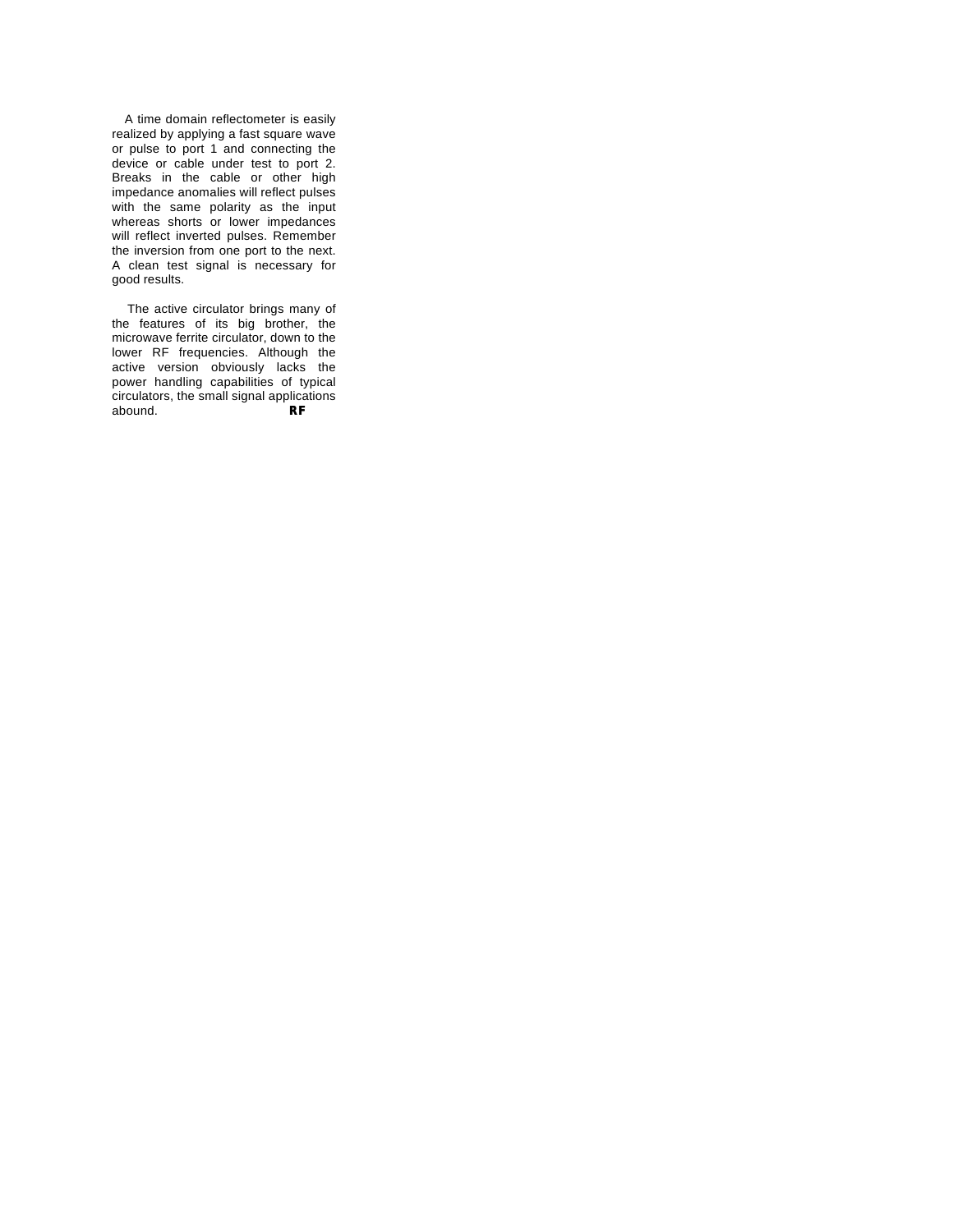A time domain reflectometer is easily realized by applying a fast square wave or pulse to port 1 and connecting the device or cable under test to port 2. Breaks in the cable or other high impedance anomalies will reflect pulses with the same polarity as the input whereas shorts or lower impedances will reflect inverted pulses. Remember the inversion from one port to the next. A clean test signal is necessary for good results.

The active circulator brings many of the features of its big brother, the microwave ferrite circulator, down to the lower RF frequencies. Although the active version obviously lacks the power handling capabilities of typical circulators, the small signal applications abound. **RF**